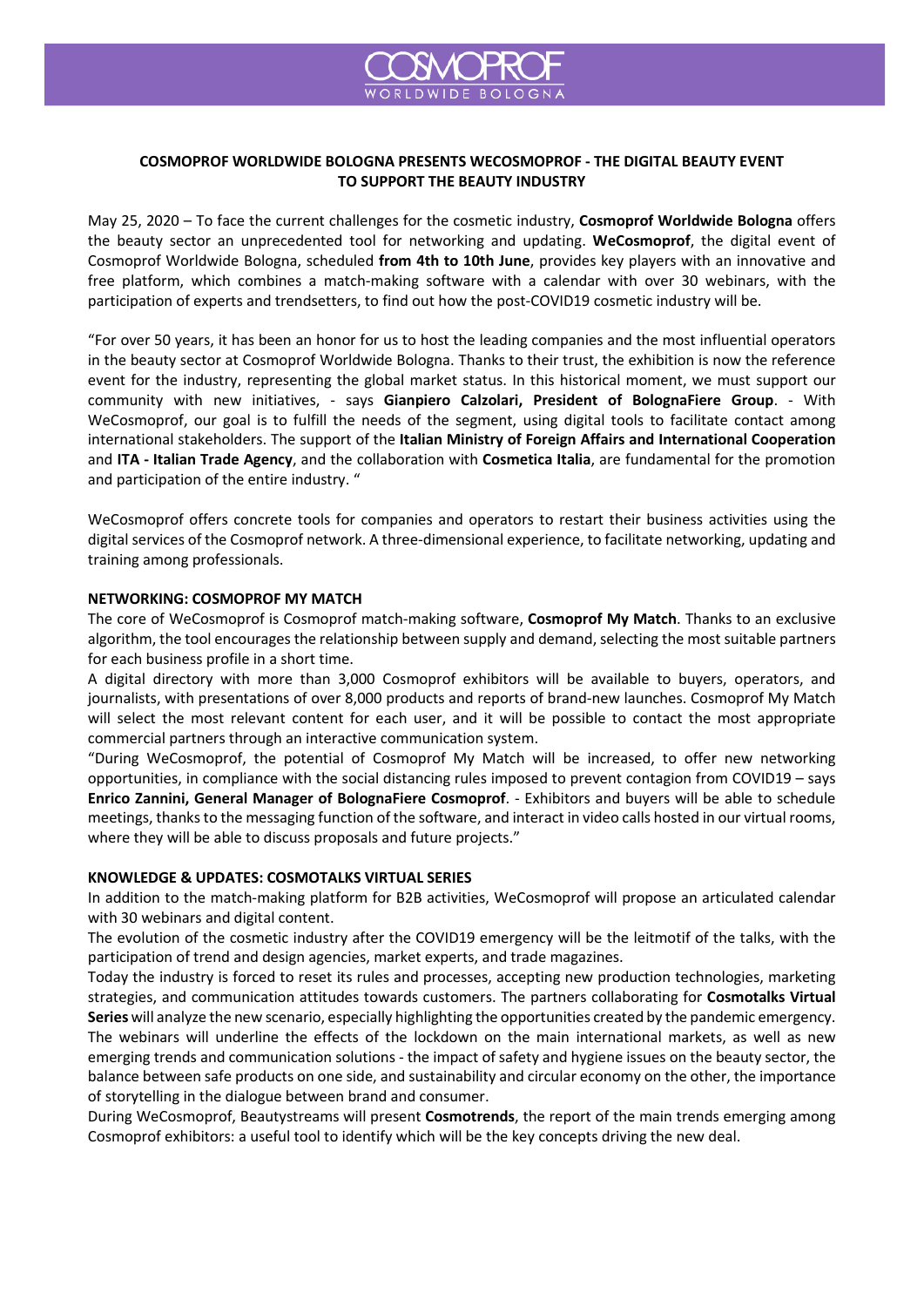**COSMOPROF WORLDWIDE BOLOGNA PRESENTS WECOSMOPROF - THE DIGITAL BEAUTY EVENT TO SUPPORT THE BEAUTY INDUSTRY**

May 25, 2020 – To face the current challenges for the cosmetic industry, **Cosmoprof Worldwide Bologna** offers the beauty sector an unprecedented tool for networking and updating. **WeCosmoprof**, the digital event of Cosmoprof Worldwide Bologna, scheduled **from 4th to 10th June**, provides key players with an innovative and free platform, which combines a match-making software with a calendar with over 30 webinars, with the participation of experts and trendsetters, to find out how the post-COVID19 cosmetic industry will be.

"For over 50 years, it has been an honor for us to host the leading companies and the most influential operators in the beauty sector at Cosmoprof Worldwide Bologna. Thanks to their trust, the exhibition is now the reference event for the industry, representing the global market status. In this historical moment, we must support our community with new initiatives, - says **Gianpiero Calzolari, President of BolognaFiere Group**. - With WeCosmoprof, our goal is to fulfill the needs of the segment, using digital tools to facilitate contact among international stakeholders. The support of the **Italian Ministry of Foreign Affairs and International Cooperation** and **ITA - Italian Trade Agency**, and the collaboration with **Cosmetica Italia**, are fundamental for the promotion and participation of the entire industry. "

WeCosmoprof offers concrete tools for companies and operators to restart their business activities using the digital services of the Cosmoprof network. A three-dimensional experience, to facilitate networking, updating and training among professionals.

**NETWORKING: COSMOPROF MY MATCH**

The core of WeCosmoprof is Cosmoprof match-making software, **Cosmoprof My Match**. Thanks to an exclusive algorithm, the tool encourages the relationship between supply and demand, selecting the most suitable partners for each business profile in a short time.

A digital directory with more than 3,000 Cosmoprof exhibitors will be available to buyers, operators, and journalists, with presentations of over 8,000 products and reports of brand-new launches. Cosmoprof My Match will select the most relevant content for each user, and it will be possible to contact the most appropriate commercial partners through an interactive communication system.

"During WeCosmoprof, the potential of Cosmoprof My Match will be increased, to offer new networking opportunities, in compliance with the social distancing rules imposed to prevent contagion from COVID19 – says **Enrico Zannini, General Manager of BolognaFiere Cosmoprof**. - Exhibitors and buyers will be able to schedule meetings, thanks to the messaging function of the software, and interact in video calls hosted in our virtual rooms, where they will be able to discuss proposals and future projects."

**KNOWLEDGE & UPDATES: COSMOTALKS VIRTUAL SERIES**

In addition to the match-making platform for B2B activities, WeCosmoprof will propose an articulated calendar with 30 webinars and digital content.

The evolution of the cosmetic industry after the COVID19 emergency will be the leitmotif of the talks, with the participation of trend and design agencies, market experts, and trade magazines.

Today the industry is forced to reset its rules and processes, accepting new production technologies, marketing strategies, and communication attitudes towards customers. The partners collaborating for **Cosmotalks Virtual Series** will analyze the new scenario, especially highlighting the opportunities created by the pandemic emergency.

The webinars will underline the effects of the lockdown on the main international markets, as well as new emerging trends and communication solutions - the impact of safety and hygiene issues on the beauty sector, the balance between safe products on one side, and sustainability and circular economy on the other, the importance of storytelling in the dialogue between brand and consumer.

During WeCosmoprof, Beautystreams will present **Cosmotrends**, the report of the main trends emerging among Cosmoprof exhibitors: a useful tool to identify which will be the key concepts driving the new deal.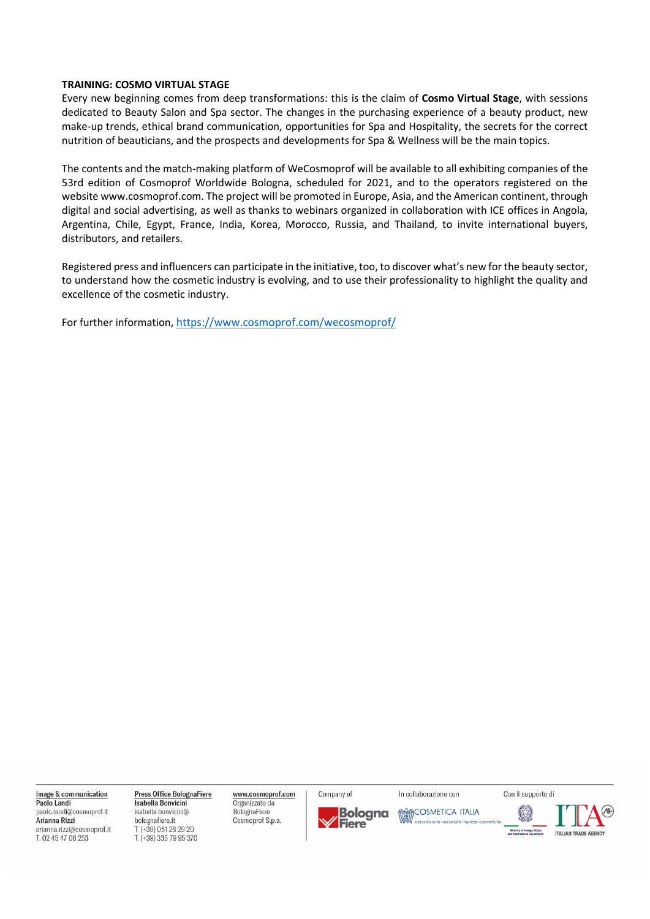**TRAINING: COSMO VIRTUAL STAGE**

Every new beginning comes from deep transformations: this is the claim of **Cosmo Virtual Stage**, with sessions dedicated to Beauty Salon and Spa sector. The changes in the purchasing experience of a beauty product, new make-up trends, ethical brand communication, opportunities for Spa and Hospitality, the secrets for the correct nutrition of beauticians, and the prospects and developments for Spa & Wellness will be the main topics.

The contents and the match-making platform of WeCosmoprof will be available to all exhibiting companies of the 53rd edition of Cosmoprof Worldwide Bologna, scheduled for 2021, and to the operators registered on the website www.cosmoprof.com. The project will be promoted in Europe, Asia, and the American continent, through digital and social advertising, as well as thanks to webinars organized in collaboration with ICE offices in Angola, Argentina, Chile, Egypt, France, India, Korea, Morocco, Russia, and Thailand, to invite international buyers, distributors, and retailers.

Registered press and influencers can participate in the initiative, too, to discover what's new for the beauty sector, to understand how the cosmetic industry is evolving, and to use their professionality to highlight the quality and excellence of the cosmetic industry.

For further information, https://www.cosmoprof.com/wecosmoprof/

**Image & communication**
**Paolo Landi**
paolo.landi@cosmoprof.it
**Arianna Rizzi**
arianna.rizzi@cosmoprof.it
T. 02 45 47 08 253

**Press Office BolognaFiere**
**Isabella Bonvicini**
isabella.bonvicini@bolognafiere.it
T. (+39) 051 28 29 20
T. (+39) 335 79 95 370

www.cosmoprof.com
Organizzato da BolognaFiere Cosmoprof S.p.a.

Company of BolognaFiere

In collaborazione con COSMETICA ITALIA associazione nazionale imprese cosmetiche

Con il supporto di Ministry of Foreign Affairs and International Cooperation, ITA Italian Trade Agency